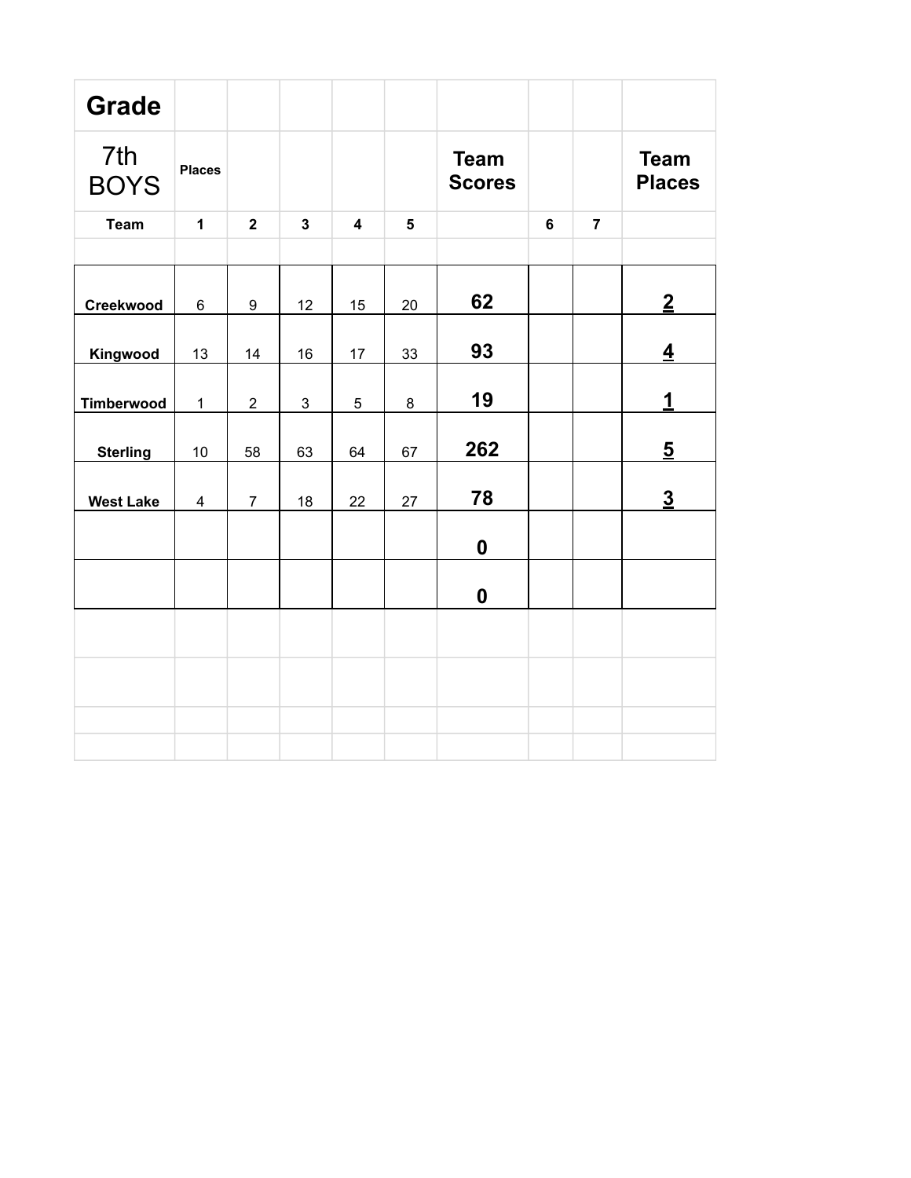| Grade | | | | | | | | | |
|---|---|---|---|---|---|---|---|---|---|
| 7th BOYS | Places | | | | | Team Scores | | | Team Places |
| Team | 1 | 2 | 3 | 4 | 5 | | 6 | 7 | |
| | | | | | | | | | |
| Creekwood | 6 | 9 | 12 | 15 | 20 | 62 | | | 2 |
| Kingwood | 13 | 14 | 16 | 17 | 33 | 93 | | | 4 |
| Timberwood | 1 | 2 | 3 | 5 | 8 | 19 | | | 1 |
| Sterling | 10 | 58 | 63 | 64 | 67 | 262 | | | 5 |
| West Lake | 4 | 7 | 18 | 22 | 27 | 78 | | | 3 |
| | | | | | | 0 | | | |
| | | | | | | 0 | | | |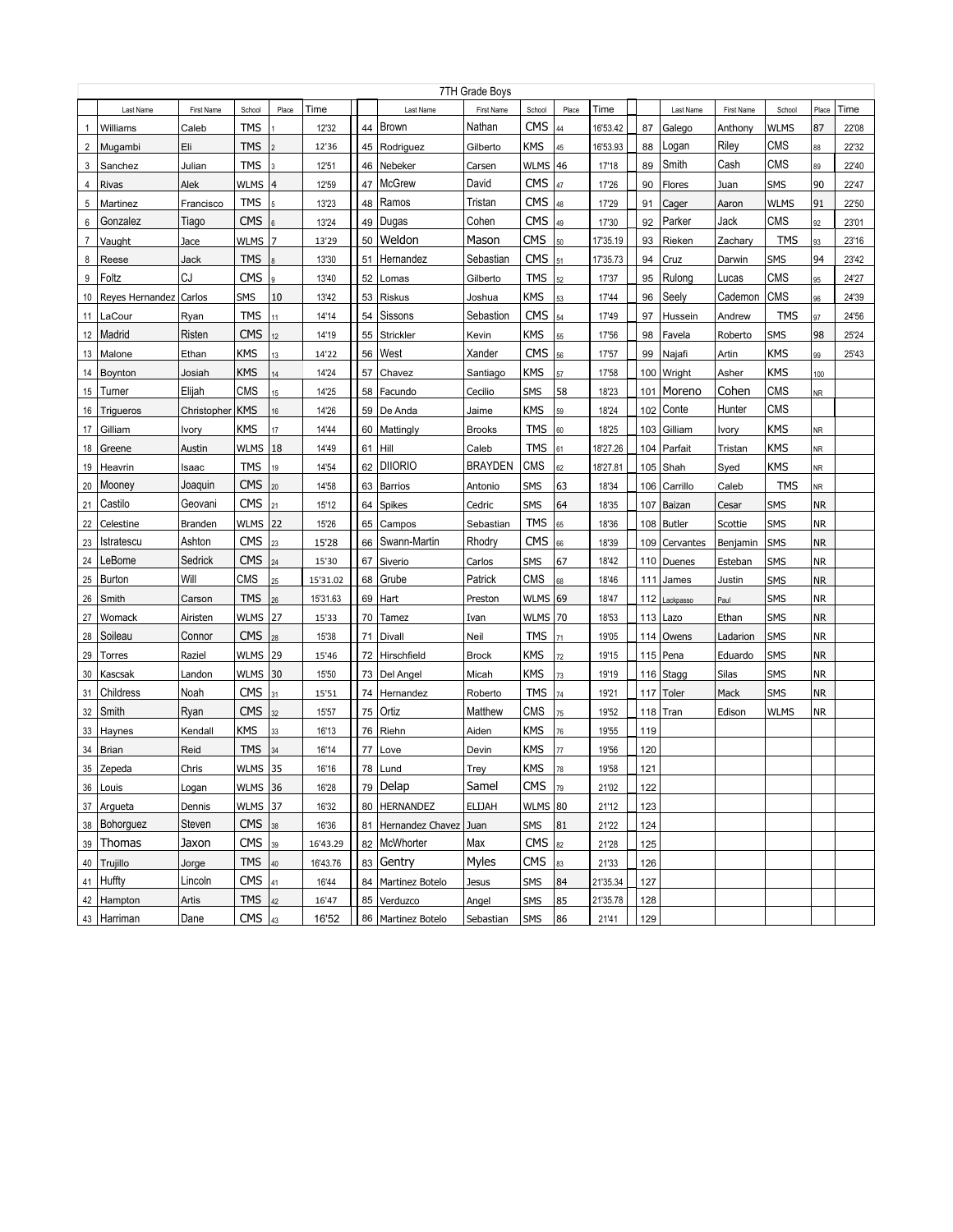## 7TH Grade Boys

| | Last Name | First Name | School | Place | Time | | Last Name | First Name | School | Place | Time | | Last Name | First Name | School | Place | Time |
|---|---|---|---|---|---|---|---|---|---|---|---|---|---|---|---|---|---|
| 1 | Williams | Caleb | TMS | 1 | 12'32 | 44 | Brown | Nathan | CMS | 44 | 16'53.42 | 87 | Galego | Anthony | WLMS | 87 | 22'08 |
| 2 | Mugambi | Eli | TMS | 2 | 12'36 | 45 | Rodriguez | Gilberto | KMS | 45 | 16'53.93 | 88 | Logan | Riley | CMS | 88 | 22'32 |
| 3 | Sanchez | Julian | TMS | 3 | 12'51 | 46 | Nebeker | Carsen | WLMS | 46 | 17'18 | 89 | Smith | Cash | CMS | 89 | 22'40 |
| 4 | Rivas | Alek | WLMS | 4 | 12'59 | 47 | McGrew | David | CMS | 47 | 17'26 | 90 | Flores | Juan | SMS | 90 | 22'47 |
| 5 | Martinez | Francisco | TMS | 5 | 13'23 | 48 | Ramos | Tristan | CMS | 48 | 17'29 | 91 | Cager | Aaron | WLMS | 91 | 22'50 |
| 6 | Gonzalez | Tiago | CMS | 6 | 13'24 | 49 | Dugas | Cohen | CMS | 49 | 17'30 | 92 | Parker | Jack | CMS | 92 | 23'01 |
| 7 | Vaught | Jace | WLMS | 7 | 13'29 | 50 | Weldon | Mason | CMS | 50 | 17'35.19 | 93 | Rieken | Zachary | TMS | 93 | 23'16 |
| 8 | Reese | Jack | TMS | 8 | 13'30 | 51 | Hernandez | Sebastian | CMS | 51 | 17'35.73 | 94 | Cruz | Darwin | SMS | 94 | 23'42 |
| 9 | Foltz | CJ | CMS | 9 | 13'40 | 52 | Lomas | Gilberto | TMS | 52 | 17'37 | 95 | Rulong | Lucas | CMS | 95 | 24'27 |
| 10 | Reyes Hernandez | Carlos | SMS | 10 | 13'42 | 53 | Riskus | Joshua | KMS | 53 | 17'44 | 96 | Seely | Cademon | CMS | 96 | 24'39 |
| 11 | LaCour | Ryan | TMS | 11 | 14'14 | 54 | Sissons | Sebastion | CMS | 54 | 17'49 | 97 | Hussein | Andrew | TMS | 97 | 24'56 |
| 12 | Madrid | Risten | CMS | 12 | 14'19 | 55 | Strickler | Kevin | KMS | 55 | 17'56 | 98 | Favela | Roberto | SMS | 98 | 25'24 |
| 13 | Malone | Ethan | KMS | 13 | 14'22 | 56 | West | Xander | CMS | 56 | 17'57 | 99 | Najafi | Artin | KMS | 99 | 25'43 |
| 14 | Boynton | Josiah | KMS | 14 | 14'24 | 57 | Chavez | Santiago | KMS | 57 | 17'58 | 100 | Wright | Asher | KMS | 100 | |
| 15 | Turner | Elijah | CMS | 15 | 14'25 | 58 | Facundo | Cecilio | SMS | 58 | 18'23 | 101 | Moreno | Cohen | CMS | NR | |
| 16 | Trigueros | Christopher | KMS | 16 | 14'26 | 59 | De Anda | Jaime | KMS | 59 | 18'24 | 102 | Conte | Hunter | CMS | | |
| 17 | Gilliam | Ivory | KMS | 17 | 14'44 | 60 | Mattingly | Brooks | TMS | 60 | 18'25 | 103 | Gilliam | Ivory | KMS | NR | |
| 18 | Greene | Austin | WLMS | 18 | 14'49 | 61 | Hill | Caleb | TMS | 61 | 18'27.26 | 104 | Parfait | Tristan | KMS | NR | |
| 19 | Heavrin | Isaac | TMS | 19 | 14'54 | 62 | DIIORIO | BRAYDEN | CMS | 62 | 18'27.81 | 105 | Shah | Syed | KMS | NR | |
| 20 | Mooney | Joaquin | CMS | 20 | 14'58 | 63 | Barrios | Antonio | SMS | 63 | 18'34 | 106 | Carrillo | Caleb | TMS | NR | |
| 21 | Castilo | Geovani | CMS | 21 | 15'12 | 64 | Spikes | Cedric | SMS | 64 | 18'35 | 107 | Baizan | Cesar | SMS | NR | |
| 22 | Celestine | Branden | WLMS | 22 | 15'26 | 65 | Campos | Sebastian | TMS | 65 | 18'36 | 108 | Butler | Scottie | SMS | NR | |
| 23 | Istratescu | Ashton | CMS | 23 | 15'28 | 66 | Swann-Martin | Rhodry | CMS | 66 | 18'39 | 109 | Cervantes | Benjamin | SMS | NR | |
| 24 | LeBome | Sedrick | CMS | 24 | 15'30 | 67 | Siverio | Carlos | SMS | 67 | 18'42 | 110 | Duenes | Esteban | SMS | NR | |
| 25 | Burton | Will | CMS | 25 | 15'31.02 | 68 | Grube | Patrick | CMS | 68 | 18'46 | 111 | James | Justin | SMS | NR | |
| 26 | Smith | Carson | TMS | 26 | 15'31.63 | 69 | Hart | Preston | WLMS | 69 | 18'47 | 112 | Lackpasso | Paul | SMS | NR | |
| 27 | Womack | Airisten | WLMS | 27 | 15'33 | 70 | Tamez | Ivan | WLMS | 70 | 18'53 | 113 | Lazo | Ethan | SMS | NR | |
| 28 | Soileau | Connor | CMS | 28 | 15'38 | 71 | Divall | Neil | TMS | 71 | 19'05 | 114 | Owens | Ladarion | SMS | NR | |
| 29 | Torres | Raziel | WLMS | 29 | 15'46 | 72 | Hirschfield | Brock | KMS | 72 | 19'15 | 115 | Pena | Eduardo | SMS | NR | |
| 30 | Kascsak | Landon | WLMS | 30 | 15'50 | 73 | Del Angel | Micah | KMS | 73 | 19'19 | 116 | Stagg | Silas | SMS | NR | |
| 31 | Childress | Noah | CMS | 31 | 15'51 | 74 | Hernandez | Roberto | TMS | 74 | 19'21 | 117 | Toler | Mack | SMS | NR | |
| 32 | Smith | Ryan | CMS | 32 | 15'57 | 75 | Ortiz | Matthew | CMS | 75 | 19'52 | 118 | Tran | Edison | WLMS | NR | |
| 33 | Haynes | Kendall | KMS | 33 | 16'13 | 76 | Riehn | Aiden | KMS | 76 | 19'55 | 119 | | | | | |
| 34 | Brian | Reid | TMS | 34 | 16'14 | 77 | Love | Devin | KMS | 77 | 19'56 | 120 | | | | | |
| 35 | Zepeda | Chris | WLMS | 35 | 16'16 | 78 | Lund | Trey | KMS | 78 | 19'58 | 121 | | | | | |
| 36 | Louis | Logan | WLMS | 36 | 16'28 | 79 | Delap | Samel | CMS | 79 | 21'02 | 122 | | | | | |
| 37 | Argueta | Dennis | WLMS | 37 | 16'32 | 80 | HERNANDEZ | ELIJAH | WLMS | 80 | 21'12 | 123 | | | | | |
| 38 | Bohorguez | Steven | CMS | 38 | 16'36 | 81 | Hernandez Chavez | Juan | SMS | 81 | 21'22 | 124 | | | | | |
| 39 | Thomas | Jaxon | CMS | 39 | 16'43.29 | 82 | McWhorter | Max | CMS | 82 | 21'28 | 125 | | | | | |
| 40 | Trujillo | Jorge | TMS | 40 | 16'43.76 | 83 | Gentry | Myles | CMS | 83 | 21'33 | 126 | | | | | |
| 41 | Huffty | Lincoln | CMS | 41 | 16'44 | 84 | Martinez Botelo | Jesus | SMS | 84 | 21'35.34 | 127 | | | | | |
| 42 | Hampton | Artis | TMS | 42 | 16'47 | 85 | Verduzco | Angel | SMS | 85 | 21'35.78 | 128 | | | | | |
| 43 | Harriman | Dane | CMS | 43 | 16'52 | 86 | Martinez Botelo | Sebastian | SMS | 86 | 21'41 | 129 | | | | | |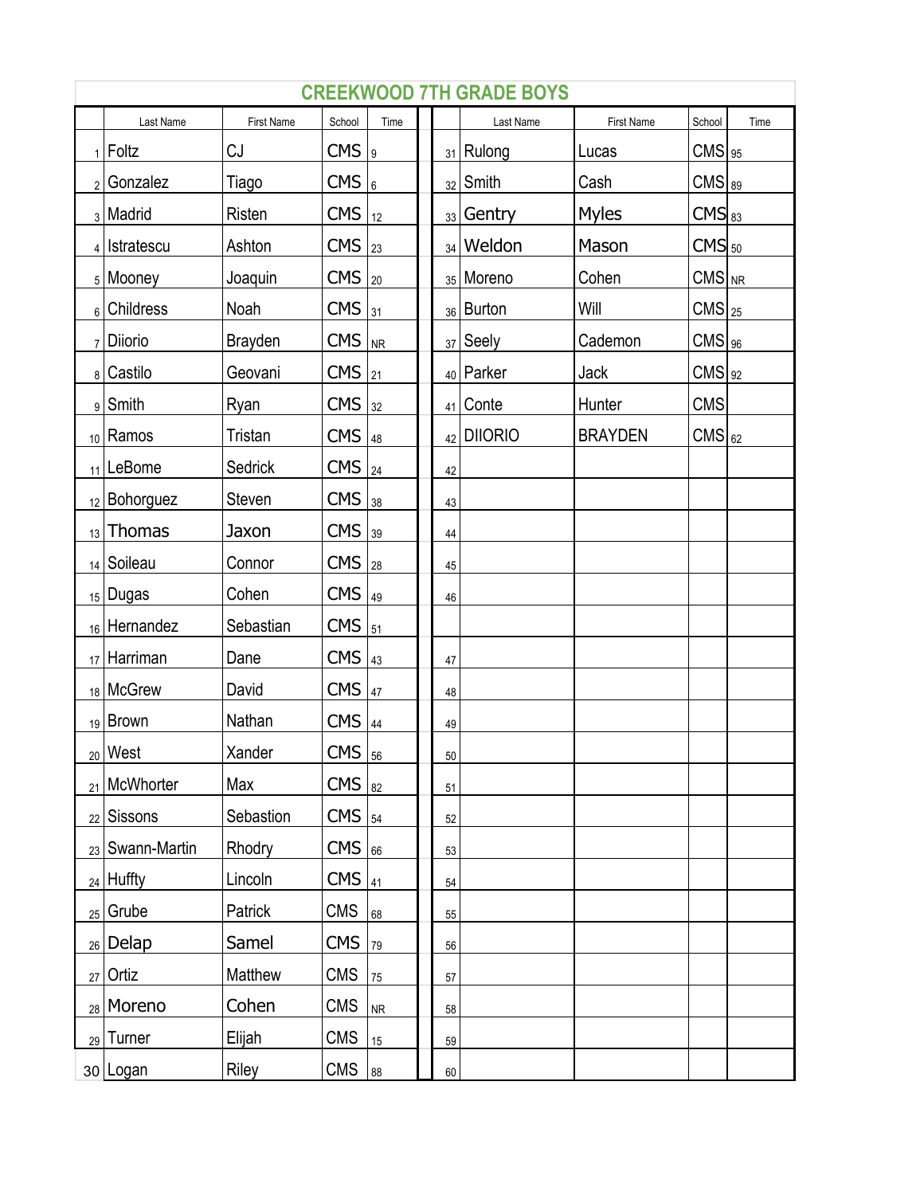## CREEKWOOD 7TH GRADE BOYS

| | Last Name | First Name | School | Time | | Last Name | First Name | School | Time |
|---|---|---|---|---|---|---|---|---|---|
| 1 | Foltz | CJ | CMS | 9 | 31 | Rulong | Lucas | CMS | 95 |
| 2 | Gonzalez | Tiago | CMS | 6 | 32 | Smith | Cash | CMS | 89 |
| 3 | Madrid | Risten | CMS | 12 | 33 | Gentry | Myles | CMS | 83 |
| 4 | Istratescu | Ashton | CMS | 23 | 34 | Weldon | Mason | CMS | 50 |
| 5 | Mooney | Joaquin | CMS | 20 | 35 | Moreno | Cohen | CMS | NR |
| 6 | Childress | Noah | CMS | 31 | 36 | Burton | Will | CMS | 25 |
| 7 | Diiorio | Brayden | CMS | NR | 37 | Seely | Cademon | CMS | 96 |
| 8 | Castilo | Geovani | CMS | 21 | 40 | Parker | Jack | CMS | 92 |
| 9 | Smith | Ryan | CMS | 32 | 41 | Conte | Hunter | CMS | |
| 10 | Ramos | Tristan | CMS | 48 | 42 | DIIORIO | BRAYDEN | CMS | 62 |
| 11 | LeBome | Sedrick | CMS | 24 | 42 | | | | |
| 12 | Bohorguez | Steven | CMS | 38 | 43 | | | | |
| 13 | Thomas | Jaxon | CMS | 39 | 44 | | | | |
| 14 | Soileau | Connor | CMS | 28 | 45 | | | | |
| 15 | Dugas | Cohen | CMS | 49 | 46 | | | | |
| 16 | Hernandez | Sebastian | CMS | 51 | | | | | |
| 17 | Harriman | Dane | CMS | 43 | 47 | | | | |
| 18 | McGrew | David | CMS | 47 | 48 | | | | |
| 19 | Brown | Nathan | CMS | 44 | 49 | | | | |
| 20 | West | Xander | CMS | 56 | 50 | | | | |
| 21 | McWhorter | Max | CMS | 82 | 51 | | | | |
| 22 | Sissons | Sebastion | CMS | 54 | 52 | | | | |
| 23 | Swann-Martin | Rhodry | CMS | 66 | 53 | | | | |
| 24 | Huffty | Lincoln | CMS | 41 | 54 | | | | |
| 25 | Grube | Patrick | CMS | 68 | 55 | | | | |
| 26 | Delap | Samel | CMS | 79 | 56 | | | | |
| 27 | Ortiz | Matthew | CMS | 75 | 57 | | | | |
| 28 | Moreno | Cohen | CMS | NR | 58 | | | | |
| 29 | Turner | Elijah | CMS | 15 | 59 | | | | |
| 30 | Logan | Riley | CMS | 88 | 60 | | | | |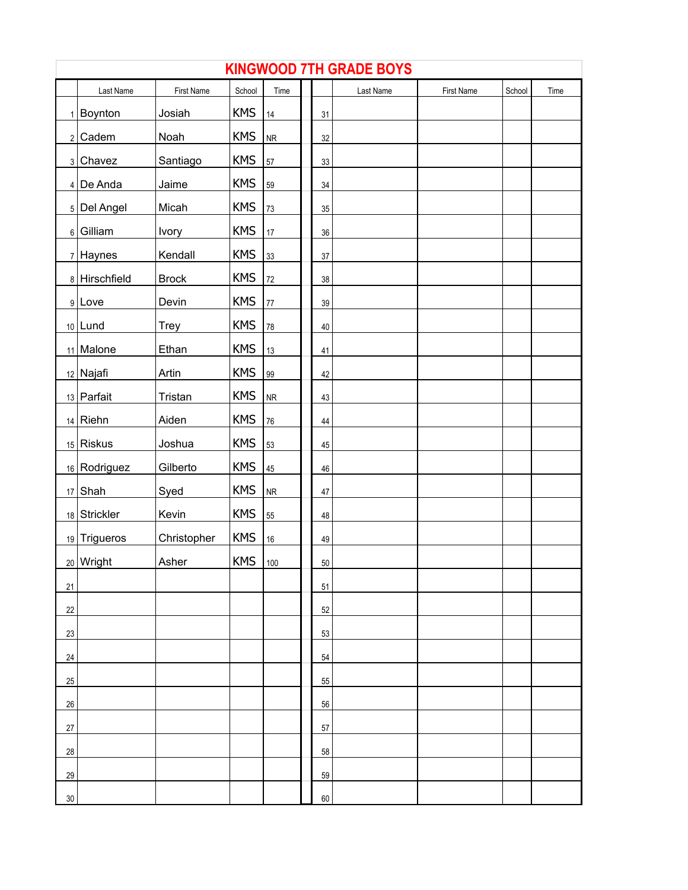# KINGWOOD 7TH GRADE BOYS

| | Last Name | First Name | School | Time | | Last Name | First Name | School | Time |
|---|---|---|---|---|---|---|---|---|---|
| 1 | Boynton | Josiah | KMS | 14 | 31 | | | | |
| 2 | Cadem | Noah | KMS | NR | 32 | | | | |
| 3 | Chavez | Santiago | KMS | 57 | 33 | | | | |
| 4 | De Anda | Jaime | KMS | 59 | 34 | | | | |
| 5 | Del Angel | Micah | KMS | 73 | 35 | | | | |
| 6 | Gilliam | Ivory | KMS | 17 | 36 | | | | |
| 7 | Haynes | Kendall | KMS | 33 | 37 | | | | |
| 8 | Hirschfield | Brock | KMS | 72 | 38 | | | | |
| 9 | Love | Devin | KMS | 77 | 39 | | | | |
| 10 | Lund | Trey | KMS | 78 | 40 | | | | |
| 11 | Malone | Ethan | KMS | 13 | 41 | | | | |
| 12 | Najafi | Artin | KMS | 99 | 42 | | | | |
| 13 | Parfait | Tristan | KMS | NR | 43 | | | | |
| 14 | Riehn | Aiden | KMS | 76 | 44 | | | | |
| 15 | Riskus | Joshua | KMS | 53 | 45 | | | | |
| 16 | Rodriguez | Gilberto | KMS | 45 | 46 | | | | |
| 17 | Shah | Syed | KMS | NR | 47 | | | | |
| 18 | Strickler | Kevin | KMS | 55 | 48 | | | | |
| 19 | Trigueros | Christopher | KMS | 16 | 49 | | | | |
| 20 | Wright | Asher | KMS | 100 | 50 | | | | |
| 21 | | | | | 51 | | | | |
| 22 | | | | | 52 | | | | |
| 23 | | | | | 53 | | | | |
| 24 | | | | | 54 | | | | |
| 25 | | | | | 55 | | | | |
| 26 | | | | | 56 | | | | |
| 27 | | | | | 57 | | | | |
| 28 | | | | | 58 | | | | |
| 29 | | | | | 59 | | | | |
| 30 | | | | | 60 | | | | |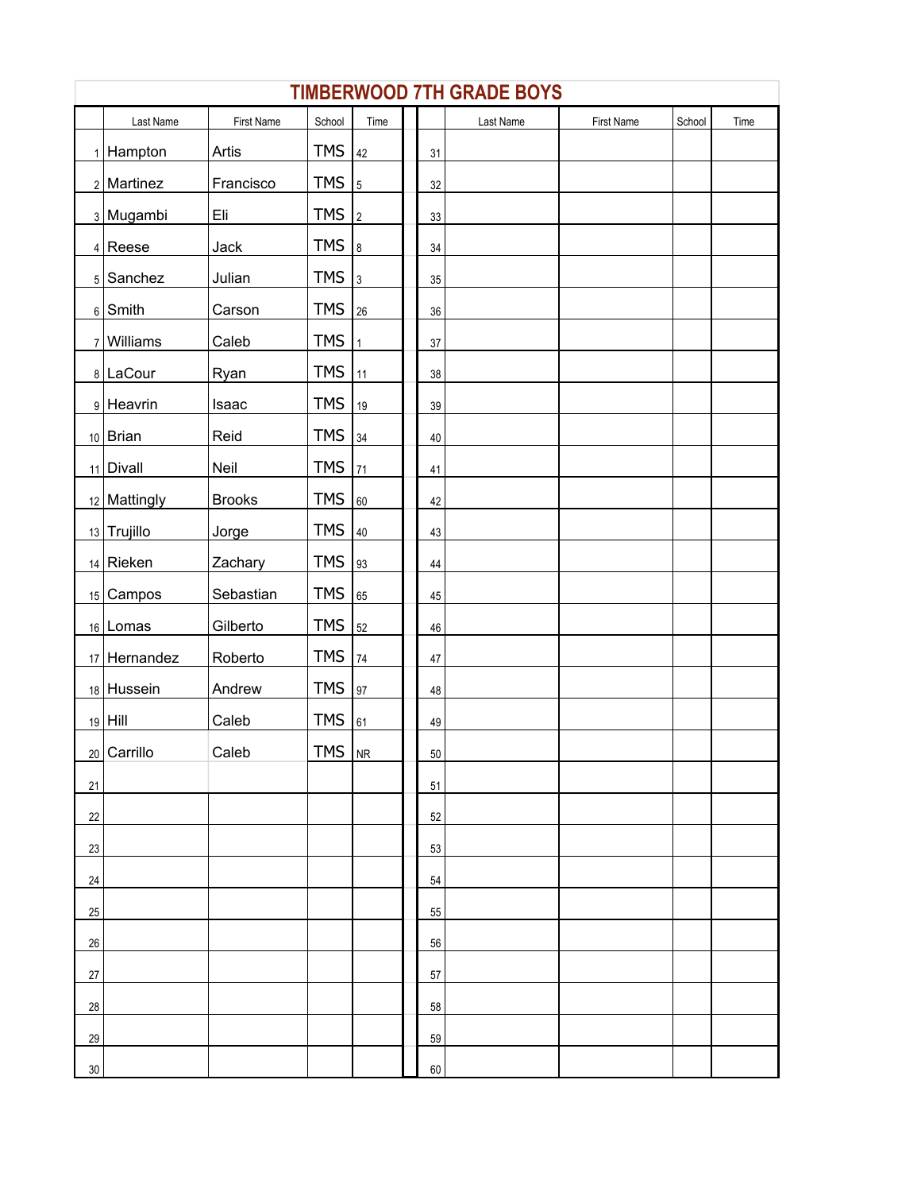# TIMBERWOOD 7TH GRADE BOYS

| | Last Name | First Name | School | Time | | Last Name | First Name | School | Time |
|---|---|---|---|---|---|---|---|---|---|
| 1 | Hampton | Artis | TMS | 42 | 31 | | | | |
| 2 | Martinez | Francisco | TMS | 5 | 32 | | | | |
| 3 | Mugambi | Eli | TMS | 2 | 33 | | | | |
| 4 | Reese | Jack | TMS | 8 | 34 | | | | |
| 5 | Sanchez | Julian | TMS | 3 | 35 | | | | |
| 6 | Smith | Carson | TMS | 26 | 36 | | | | |
| 7 | Williams | Caleb | TMS | 1 | 37 | | | | |
| 8 | LaCour | Ryan | TMS | 11 | 38 | | | | |
| 9 | Heavrin | Isaac | TMS | 19 | 39 | | | | |
| 10 | Brian | Reid | TMS | 34 | 40 | | | | |
| 11 | Divall | Neil | TMS | 71 | 41 | | | | |
| 12 | Mattingly | Brooks | TMS | 60 | 42 | | | | |
| 13 | Trujillo | Jorge | TMS | 40 | 43 | | | | |
| 14 | Rieken | Zachary | TMS | 93 | 44 | | | | |
| 15 | Campos | Sebastian | TMS | 65 | 45 | | | | |
| 16 | Lomas | Gilberto | TMS | 52 | 46 | | | | |
| 17 | Hernandez | Roberto | TMS | 74 | 47 | | | | |
| 18 | Hussein | Andrew | TMS | 97 | 48 | | | | |
| 19 | Hill | Caleb | TMS | 61 | 49 | | | | |
| 20 | Carrillo | Caleb | TMS | NR | 50 | | | | |
| 21 | | | | | 51 | | | | |
| 22 | | | | | 52 | | | | |
| 23 | | | | | 53 | | | | |
| 24 | | | | | 54 | | | | |
| 25 | | | | | 55 | | | | |
| 26 | | | | | 56 | | | | |
| 27 | | | | | 57 | | | | |
| 28 | | | | | 58 | | | | |
| 29 | | | | | 59 | | | | |
| 30 | | | | | 60 | | | | |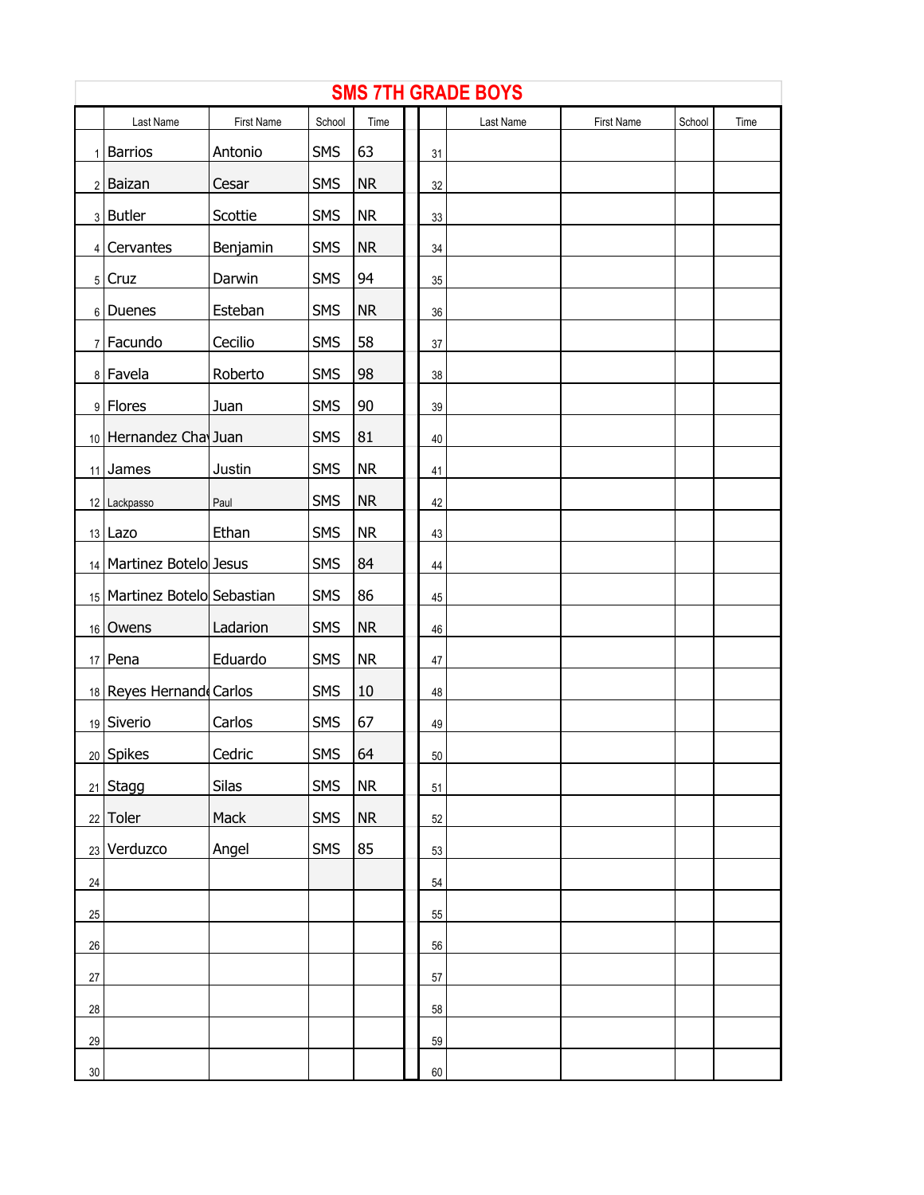## SMS 7TH GRADE BOYS

| | Last Name | First Name | School | Time | | Last Name | First Name | School | Time |
|---|---|---|---|---|---|---|---|---|---|
| 1 | Barrios | Antonio | SMS | 63 | 31 | | | | |
| 2 | Baizan | Cesar | SMS | NR | 32 | | | | |
| 3 | Butler | Scottie | SMS | NR | 33 | | | | |
| 4 | Cervantes | Benjamin | SMS | NR | 34 | | | | |
| 5 | Cruz | Darwin | SMS | 94 | 35 | | | | |
| 6 | Duenes | Esteban | SMS | NR | 36 | | | | |
| 7 | Facundo | Cecilio | SMS | 58 | 37 | | | | |
| 8 | Favela | Roberto | SMS | 98 | 38 | | | | |
| 9 | Flores | Juan | SMS | 90 | 39 | | | | |
| 10 | Hernandez Cha | Juan | SMS | 81 | 40 | | | | |
| 11 | James | Justin | SMS | NR | 41 | | | | |
| 12 | Lackpasso | Paul | SMS | NR | 42 | | | | |
| 13 | Lazo | Ethan | SMS | NR | 43 | | | | |
| 14 | Martinez Botelo | Jesus | SMS | 84 | 44 | | | | |
| 15 | Martinez Botelo | Sebastian | SMS | 86 | 45 | | | | |
| 16 | Owens | Ladarion | SMS | NR | 46 | | | | |
| 17 | Pena | Eduardo | SMS | NR | 47 | | | | |
| 18 | Reyes Hernand | Carlos | SMS | 10 | 48 | | | | |
| 19 | Siverio | Carlos | SMS | 67 | 49 | | | | |
| 20 | Spikes | Cedric | SMS | 64 | 50 | | | | |
| 21 | Stagg | Silas | SMS | NR | 51 | | | | |
| 22 | Toler | Mack | SMS | NR | 52 | | | | |
| 23 | Verduzco | Angel | SMS | 85 | 53 | | | | |
| 24 | | | | | 54 | | | | |
| 25 | | | | | 55 | | | | |
| 26 | | | | | 56 | | | | |
| 27 | | | | | 57 | | | | |
| 28 | | | | | 58 | | | | |
| 29 | | | | | 59 | | | | |
| 30 | | | | | 60 | | | | |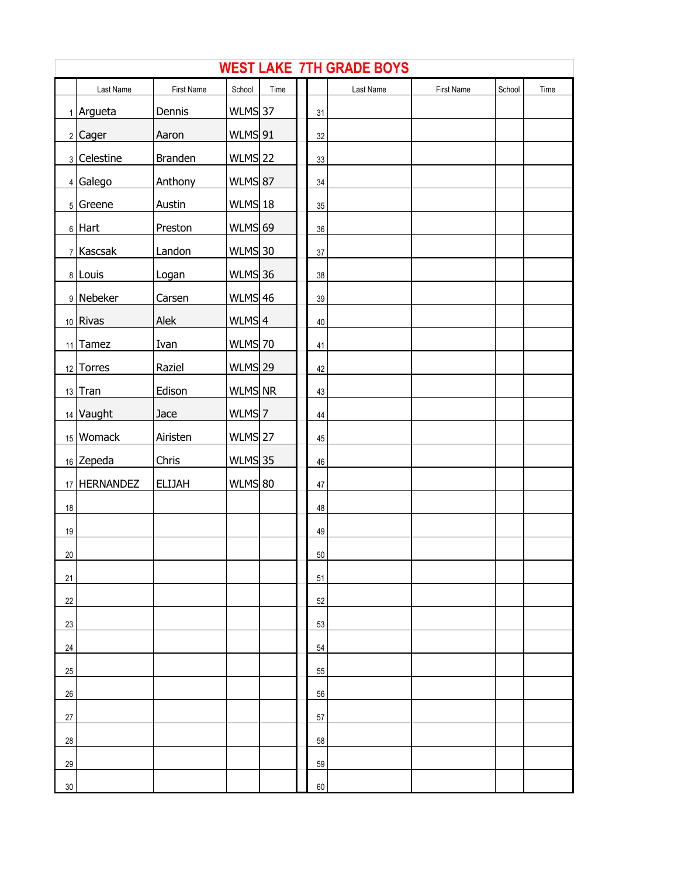# WEST LAKE 7TH GRADE BOYS

| | Last Name | First Name | School | Time | | Last Name | First Name | School | Time |
|---|---|---|---|---|---|---|---|---|---|
| 1 | Argueta | Dennis | WLMS | 37 | 31 | | | | |
| 2 | Cager | Aaron | WLMS | 91 | 32 | | | | |
| 3 | Celestine | Branden | WLMS | 22 | 33 | | | | |
| 4 | Galego | Anthony | WLMS | 87 | 34 | | | | |
| 5 | Greene | Austin | WLMS | 18 | 35 | | | | |
| 6 | Hart | Preston | WLMS | 69 | 36 | | | | |
| 7 | Kascsak | Landon | WLMS | 30 | 37 | | | | |
| 8 | Louis | Logan | WLMS | 36 | 38 | | | | |
| 9 | Nebeker | Carsen | WLMS | 46 | 39 | | | | |
| 10 | Rivas | Alek | WLMS | 4 | 40 | | | | |
| 11 | Tamez | Ivan | WLMS | 70 | 41 | | | | |
| 12 | Torres | Raziel | WLMS | 29 | 42 | | | | |
| 13 | Tran | Edison | WLMS | NR | 43 | | | | |
| 14 | Vaught | Jace | WLMS | 7 | 44 | | | | |
| 15 | Womack | Airisten | WLMS | 27 | 45 | | | | |
| 16 | Zepeda | Chris | WLMS | 35 | 46 | | | | |
| 17 | HERNANDEZ | ELIJAH | WLMS | 80 | 47 | | | | |
| 18 | | | | | 48 | | | | |
| 19 | | | | | 49 | | | | |
| 20 | | | | | 50 | | | | |
| 21 | | | | | 51 | | | | |
| 22 | | | | | 52 | | | | |
| 23 | | | | | 53 | | | | |
| 24 | | | | | 54 | | | | |
| 25 | | | | | 55 | | | | |
| 26 | | | | | 56 | | | | |
| 27 | | | | | 57 | | | | |
| 28 | | | | | 58 | | | | |
| 29 | | | | | 59 | | | | |
| 30 | | | | | 60 | | | | |